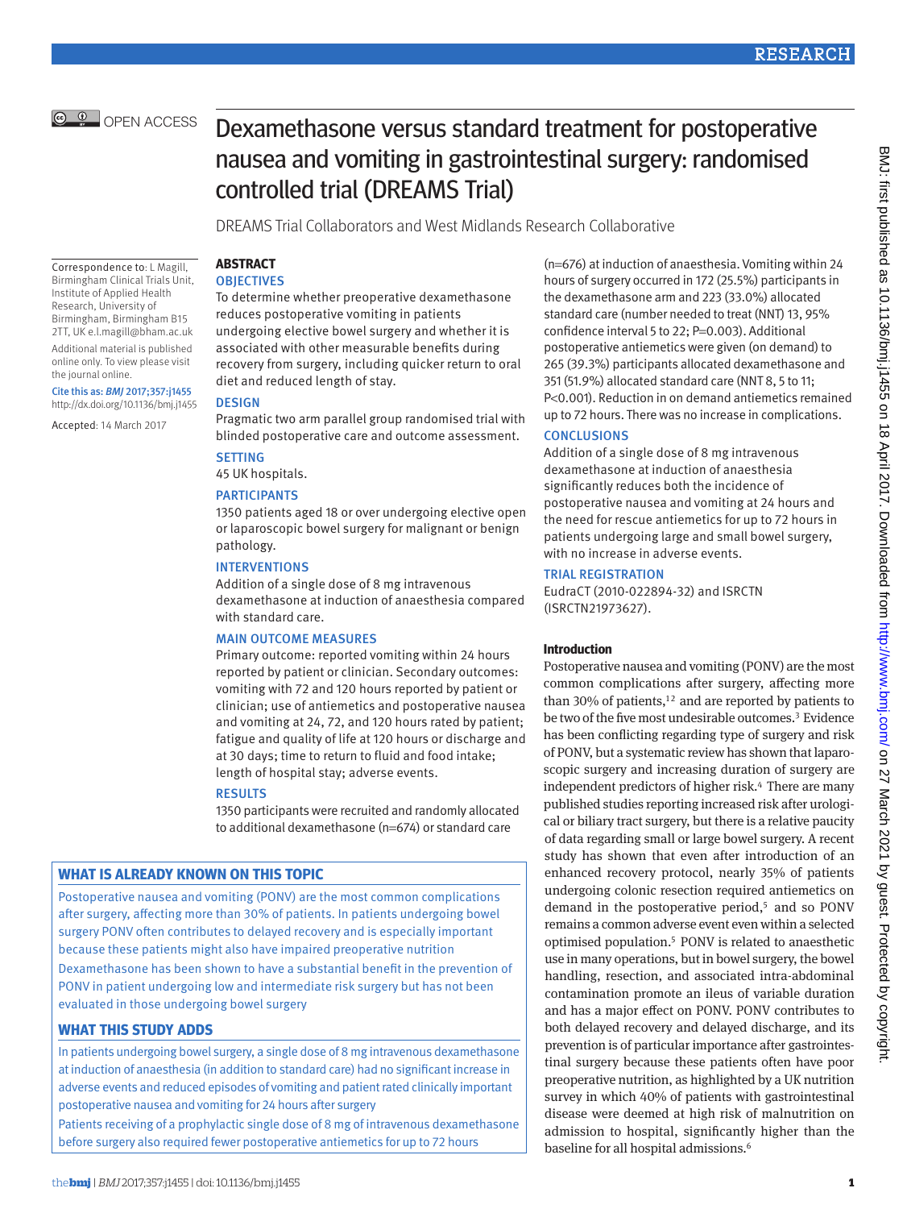# Dexamethasone versus standard treatment for postoperative nausea and vomiting in gastrointestinal surgery: randomised controlled trial (DREAMS Trial)

DREAMS Trial Collaborators and West Midlands Research Collaborative

Correspondence to: L Magill, Birmingham Clinical Trials Unit, Institute of Applied Health Research, University of Birmingham, Birmingham B15 2TT, UK e.l.magill@bham.ac.uk

Additional material is published online only. To view please visit the journal online.

Cite this as: *BMJ* 2017;357:j1455
http://dx.doi.org/10.1136/bmj.j1455

Accepted: 14 March 2017

## ABSTRACT

### OBJECTIVES

To determine whether preoperative dexamethasone reduces postoperative vomiting in patients undergoing elective bowel surgery and whether it is associated with other measurable benefits during recovery from surgery, including quicker return to oral diet and reduced length of stay.

### DESIGN

Pragmatic two arm parallel group randomised trial with blinded postoperative care and outcome assessment.

### SETTING

45 UK hospitals.

### PARTICIPANTS

1350 patients aged 18 or over undergoing elective open or laparoscopic bowel surgery for malignant or benign pathology.

### INTERVENTIONS

Addition of a single dose of 8 mg intravenous dexamethasone at induction of anaesthesia compared with standard care.

### MAIN OUTCOME MEASURES

Primary outcome: reported vomiting within 24 hours reported by patient or clinician. Secondary outcomes: vomiting with 72 and 120 hours reported by patient or clinician; use of antiemetics and postoperative nausea and vomiting at 24, 72, and 120 hours rated by patient; fatigue and quality of life at 120 hours or discharge and at 30 days; time to return to fluid and food intake; length of hospital stay; adverse events.

### RESULTS

1350 participants were recruited and randomly allocated to additional dexamethasone (n=674) or standard care (n=676) at induction of anaesthesia. Vomiting within 24 hours of surgery occurred in 172 (25.5%) participants in the dexamethasone arm and 223 (33.0%) allocated standard care (number needed to treat (NNT) 13, 95% confidence interval 5 to 22; P=0.003). Additional postoperative antiemetics were given (on demand) to 265 (39.3%) participants allocated dexamethasone and 351 (51.9%) allocated standard care (NNT 8, 5 to 11; P<0.001). Reduction in on demand antiemetics remained up to 72 hours. There was no increase in complications.

### CONCLUSIONS

Addition of a single dose of 8 mg intravenous dexamethasone at induction of anaesthesia significantly reduces both the incidence of postoperative nausea and vomiting at 24 hours and the need for rescue antiemetics for up to 72 hours in patients undergoing large and small bowel surgery, with no increase in adverse events.

### TRIAL REGISTRATION

EudraCT (2010-022894-32) and ISRCTN (ISRCTN21973627).

### WHAT IS ALREADY KNOWN ON THIS TOPIC

Postoperative nausea and vomiting (PONV) are the most common complications after surgery, affecting more than 30% of patients. In patients undergoing bowel surgery PONV often contributes to delayed recovery and is especially important because these patients might also have impaired preoperative nutrition

Dexamethasone has been shown to have a substantial benefit in the prevention of PONV in patient undergoing low and intermediate risk surgery but has not been evaluated in those undergoing bowel surgery

### WHAT THIS STUDY ADDS

In patients undergoing bowel surgery, a single dose of 8 mg intravenous dexamethasone at induction of anaesthesia (in addition to standard care) had no significant increase in adverse events and reduced episodes of vomiting and patient rated clinically important postoperative nausea and vomiting for 24 hours after surgery

Patients receiving of a prophylactic single dose of 8 mg of intravenous dexamethasone before surgery also required fewer postoperative antiemetics for up to 72 hours

## Introduction

Postoperative nausea and vomiting (PONV) are the most common complications after surgery, affecting more than 30% of patients,[1 2] and are reported by patients to be two of the five most undesirable outcomes.[3] Evidence has been conflicting regarding type of surgery and risk of PONV, but a systematic review has shown that laparoscopic surgery and increasing duration of surgery are independent predictors of higher risk.[4] There are many published studies reporting increased risk after urological or biliary tract surgery, but there is a relative paucity of data regarding small or large bowel surgery. A recent study has shown that even after introduction of an enhanced recovery protocol, nearly 35% of patients undergoing colonic resection required antiemetics on demand in the postoperative period,[5] and so PONV remains a common adverse event even within a selected optimised population.[5] PONV is related to anaesthetic use in many operations, but in bowel surgery, the bowel handling, resection, and associated intra-abdominal contamination promote an ileus of variable duration and has a major effect on PONV. PONV contributes to both delayed recovery and delayed discharge, and its prevention is of particular importance after gastrointestinal surgery because these patients often have poor preoperative nutrition, as highlighted by a UK nutrition survey in which 40% of patients with gastrointestinal disease were deemed at high risk of malnutrition on admission to hospital, significantly higher than the baseline for all hospital admissions.[6]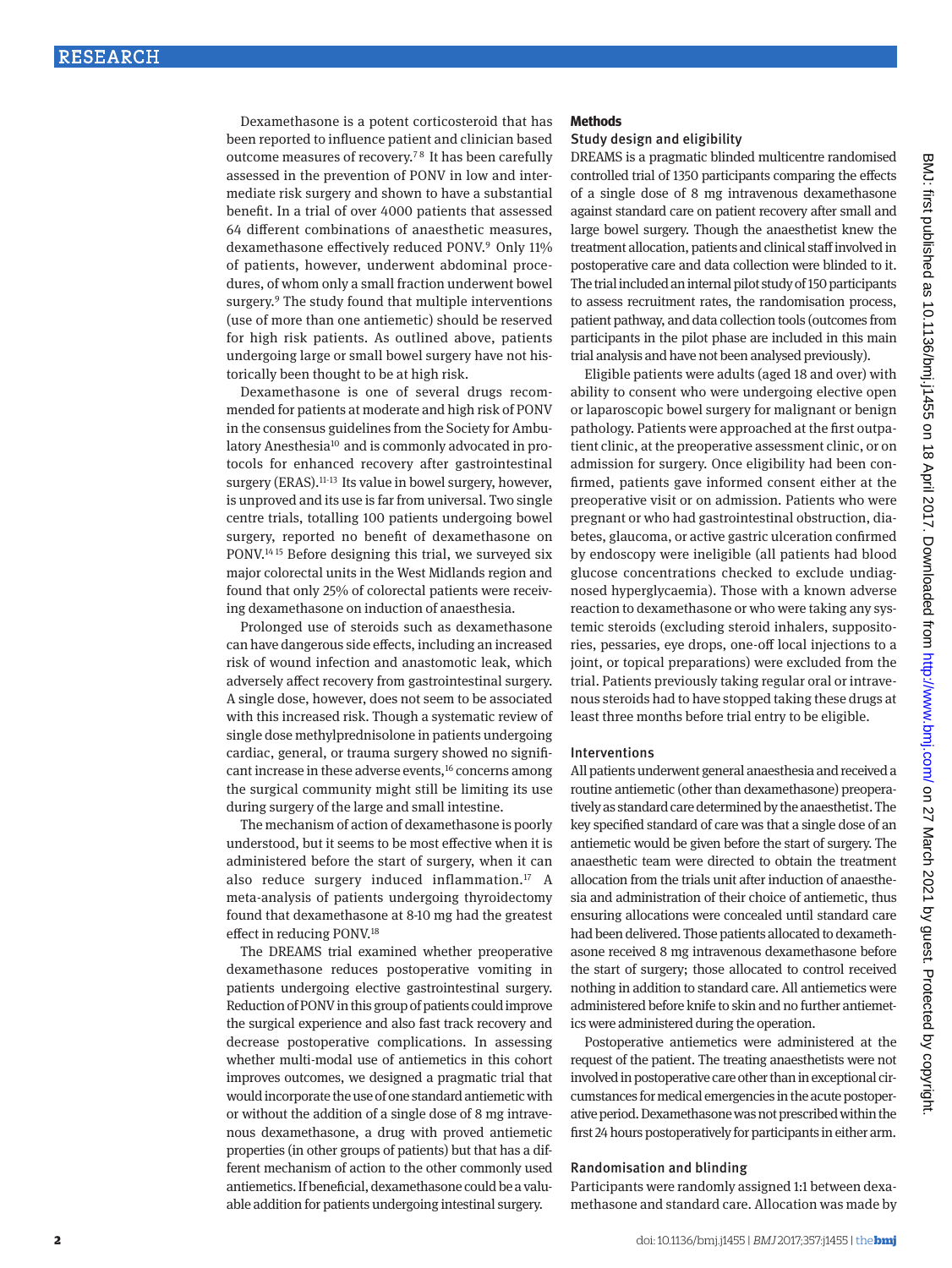Dexamethasone is a potent corticosteroid that has been reported to influence patient and clinician based outcome measures of recovery.[7,8] It has been carefully assessed in the prevention of PONV in low and intermediate risk surgery and shown to have a substantial benefit. In a trial of over 4000 patients that assessed 64 different combinations of anaesthetic measures, dexamethasone effectively reduced PONV.[9] Only 11% of patients, however, underwent abdominal procedures, of whom only a small fraction underwent bowel surgery.[9] The study found that multiple interventions (use of more than one antiemetic) should be reserved for high risk patients. As outlined above, patients undergoing large or small bowel surgery have not historically been thought to be at high risk.

Dexamethasone is one of several drugs recommended for patients at moderate and high risk of PONV in the consensus guidelines from the Society for Ambulatory Anesthesia[10] and is commonly advocated in protocols for enhanced recovery after gastrointestinal surgery (ERAS).[11-13] Its value in bowel surgery, however, is unproved and its use is far from universal. Two single centre trials, totalling 100 patients undergoing bowel surgery, reported no benefit of dexamethasone on PONV.[14,15] Before designing this trial, we surveyed six major colorectal units in the West Midlands region and found that only 25% of colorectal patients were receiving dexamethasone on induction of anaesthesia.

Prolonged use of steroids such as dexamethasone can have dangerous side effects, including an increased risk of wound infection and anastomotic leak, which adversely affect recovery from gastrointestinal surgery. A single dose, however, does not seem to be associated with this increased risk. Though a systematic review of single dose methylprednisolone in patients undergoing cardiac, general, or trauma surgery showed no significant increase in these adverse events,[16] concerns among the surgical community might still be limiting its use during surgery of the large and small intestine.

The mechanism of action of dexamethasone is poorly understood, but it seems to be most effective when it is administered before the start of surgery, when it can also reduce surgery induced inflammation.[17] A meta-analysis of patients undergoing thyroidectomy found that dexamethasone at 8-10 mg had the greatest effect in reducing PONV.[18]

The DREAMS trial examined whether preoperative dexamethasone reduces postoperative vomiting in patients undergoing elective gastrointestinal surgery. Reduction of PONV in this group of patients could improve the surgical experience and also fast track recovery and decrease postoperative complications. In assessing whether multi-modal use of antiemetics in this cohort improves outcomes, we designed a pragmatic trial that would incorporate the use of one standard antiemetic with or without the addition of a single dose of 8 mg intravenous dexamethasone, a drug with proved antiemetic properties (in other groups of patients) but that has a different mechanism of action to the other commonly used antiemetics. If beneficial, dexamethasone could be a valuable addition for patients undergoing intestinal surgery.

## Methods

### Study design and eligibility

DREAMS is a pragmatic blinded multicentre randomised controlled trial of 1350 participants comparing the effects of a single dose of 8 mg intravenous dexamethasone against standard care on patient recovery after small and large bowel surgery. Though the anaesthetist knew the treatment allocation, patients and clinical staff involved in postoperative care and data collection were blinded to it. The trial included an internal pilot study of 150 participants to assess recruitment rates, the randomisation process, patient pathway, and data collection tools (outcomes from participants in the pilot phase are included in this main trial analysis and have not been analysed previously).

Eligible patients were adults (aged 18 and over) with ability to consent who were undergoing elective open or laparoscopic bowel surgery for malignant or benign pathology. Patients were approached at the first outpatient clinic, at the preoperative assessment clinic, or on admission for surgery. Once eligibility had been confirmed, patients gave informed consent either at the preoperative visit or on admission. Patients who were pregnant or who had gastrointestinal obstruction, diabetes, glaucoma, or active gastric ulceration confirmed by endoscopy were ineligible (all patients had blood glucose concentrations checked to exclude undiagnosed hyperglycaemia). Those with a known adverse reaction to dexamethasone or who were taking any systemic steroids (excluding steroid inhalers, suppositories, pessaries, eye drops, one-off local injections to a joint, or topical preparations) were excluded from the trial. Patients previously taking regular oral or intravenous steroids had to have stopped taking these drugs at least three months before trial entry to be eligible.

### Interventions

All patients underwent general anaesthesia and received a routine antiemetic (other than dexamethasone) preoperatively as standard care determined by the anaesthetist. The key specified standard of care was that a single dose of an antiemetic would be given before the start of surgery. The anaesthetic team were directed to obtain the treatment allocation from the trials unit after induction of anaesthesia and administration of their choice of antiemetic, thus ensuring allocations were concealed until standard care had been delivered. Those patients allocated to dexamethasone received 8 mg intravenous dexamethasone before the start of surgery; those allocated to control received nothing in addition to standard care. All antiemetics were administered before knife to skin and no further antiemetics were administered during the operation.

Postoperative antiemetics were administered at the request of the patient. The treating anaesthetists were not involved in postoperative care other than in exceptional circumstances for medical emergencies in the acute postoperative period. Dexamethasone was not prescribed within the first 24 hours postoperatively for participants in either arm.

### Randomisation and blinding

Participants were randomly assigned 1:1 between dexamethasone and standard care. Allocation was made by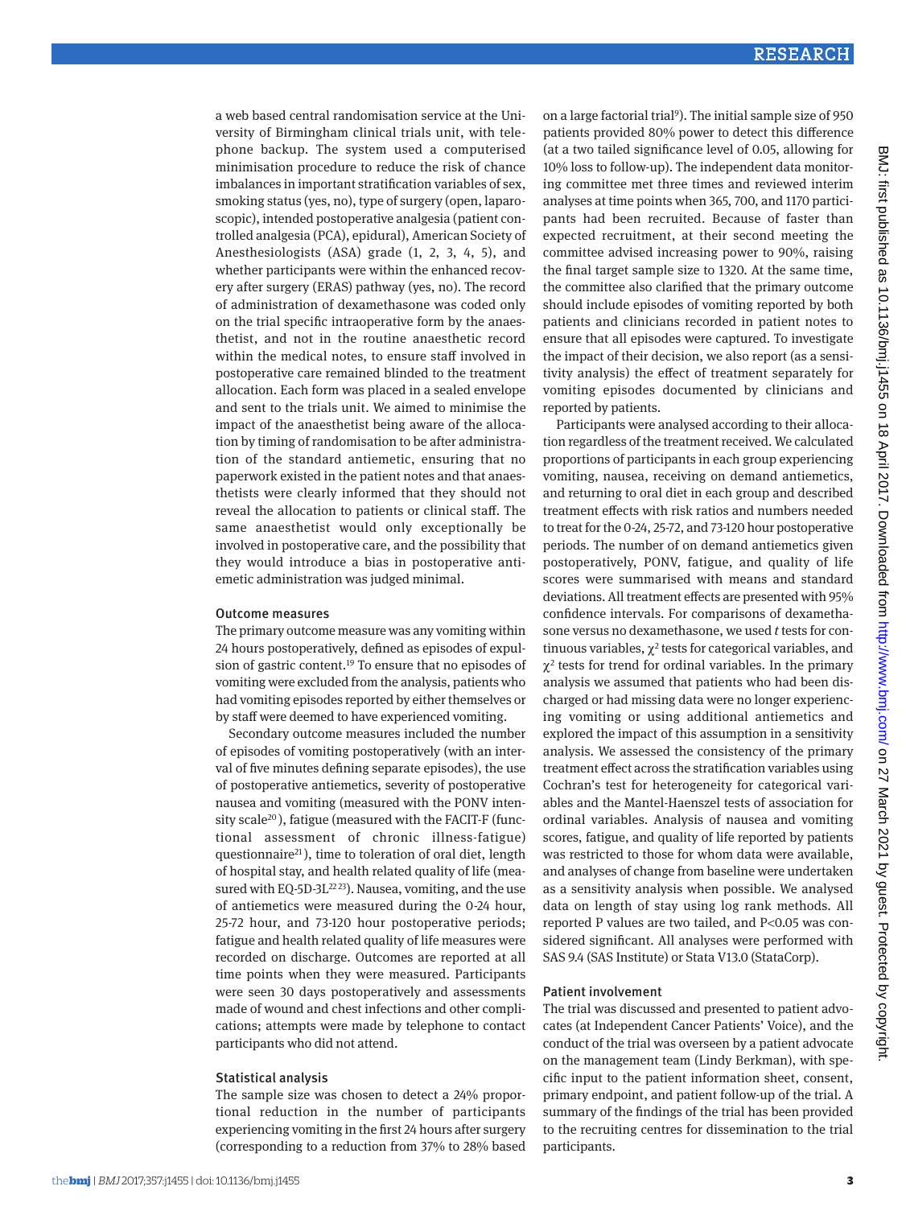a web based central randomisation service at the University of Birmingham clinical trials unit, with telephone backup. The system used a computerised minimisation procedure to reduce the risk of chance imbalances in important stratification variables of sex, smoking status (yes, no), type of surgery (open, laparoscopic), intended postoperative analgesia (patient controlled analgesia (PCA), epidural), American Society of Anesthesiologists (ASA) grade (1, 2, 3, 4, 5), and whether participants were within the enhanced recovery after surgery (ERAS) pathway (yes, no). The record of administration of dexamethasone was coded only on the trial specific intraoperative form by the anaesthetist, and not in the routine anaesthetic record within the medical notes, to ensure staff involved in postoperative care remained blinded to the treatment allocation. Each form was placed in a sealed envelope and sent to the trials unit. We aimed to minimise the impact of the anaesthetist being aware of the allocation by timing of randomisation to be after administration of the standard antiemetic, ensuring that no paperwork existed in the patient notes and that anaesthetists were clearly informed that they should not reveal the allocation to patients or clinical staff. The same anaesthetist would only exceptionally be involved in postoperative care, and the possibility that they would introduce a bias in postoperative antiemetic administration was judged minimal.

### Outcome measures

The primary outcome measure was any vomiting within 24 hours postoperatively, defined as episodes of expulsion of gastric content.[19] To ensure that no episodes of vomiting were excluded from the analysis, patients who had vomiting episodes reported by either themselves or by staff were deemed to have experienced vomiting.

Secondary outcome measures included the number of episodes of vomiting postoperatively (with an interval of five minutes defining separate episodes), the use of postoperative antiemetics, severity of postoperative nausea and vomiting (measured with the PONV intensity scale[20]), fatigue (measured with the FACIT-F (functional assessment of chronic illness-fatigue) questionnaire[21]), time to toleration of oral diet, length of hospital stay, and health related quality of life (measured with EQ-5D-3L[22,23]). Nausea, vomiting, and the use of antiemetics were measured during the 0-24 hour, 25-72 hour, and 73-120 hour postoperative periods; fatigue and health related quality of life measures were recorded on discharge. Outcomes are reported at all time points when they were measured. Participants were seen 30 days postoperatively and assessments made of wound and chest infections and other complications; attempts were made by telephone to contact participants who did not attend.

### Statistical analysis

The sample size was chosen to detect a 24% proportional reduction in the number of participants experiencing vomiting in the first 24 hours after surgery (corresponding to a reduction from 37% to 28% based on a large factorial trial[9]). The initial sample size of 950 patients provided 80% power to detect this difference (at a two tailed significance level of 0.05, allowing for 10% loss to follow-up). The independent data monitoring committee met three times and reviewed interim analyses at time points when 365, 700, and 1170 participants had been recruited. Because of faster than expected recruitment, at their second meeting the committee advised increasing power to 90%, raising the final target sample size to 1320. At the same time, the committee also clarified that the primary outcome should include episodes of vomiting reported by both patients and clinicians recorded in patient notes to ensure that all episodes were captured. To investigate the impact of their decision, we also report (as a sensitivity analysis) the effect of treatment separately for vomiting episodes documented by clinicians and reported by patients.

Participants were analysed according to their allocation regardless of the treatment received. We calculated proportions of participants in each group experiencing vomiting, nausea, receiving on demand antiemetics, and returning to oral diet in each group and described treatment effects with risk ratios and numbers needed to treat for the 0-24, 25-72, and 73-120 hour postoperative periods. The number of on demand antiemetics given postoperatively, PONV, fatigue, and quality of life scores were summarised with means and standard deviations. All treatment effects are presented with 95% confidence intervals. For comparisons of dexamethasone versus no dexamethasone, we used *t* tests for continuous variables, $\chi^2$ tests for categorical variables, and $\chi^2$ tests for trend for ordinal variables. In the primary analysis we assumed that patients who had been discharged or had missing data were no longer experiencing vomiting or using additional antiemetics and explored the impact of this assumption in a sensitivity analysis. We assessed the consistency of the primary treatment effect across the stratification variables using Cochran's test for heterogeneity for categorical variables and the Mantel-Haenszel tests of association for ordinal variables. Analysis of nausea and vomiting scores, fatigue, and quality of life reported by patients was restricted to those for whom data were available, and analyses of change from baseline were undertaken as a sensitivity analysis when possible. We analysed data on length of stay using log rank methods. All reported P values are two tailed, and $P<0.05$ was considered significant. All analyses were performed with SAS 9.4 (SAS Institute) or Stata V13.0 (StataCorp).

### Patient involvement

The trial was discussed and presented to patient advocates (at Independent Cancer Patients' Voice), and the conduct of the trial was overseen by a patient advocate on the management team (Lindy Berkman), with specific input to the patient information sheet, consent, primary endpoint, and patient follow-up of the trial. A summary of the findings of the trial has been provided to the recruiting centres for dissemination to the trial participants.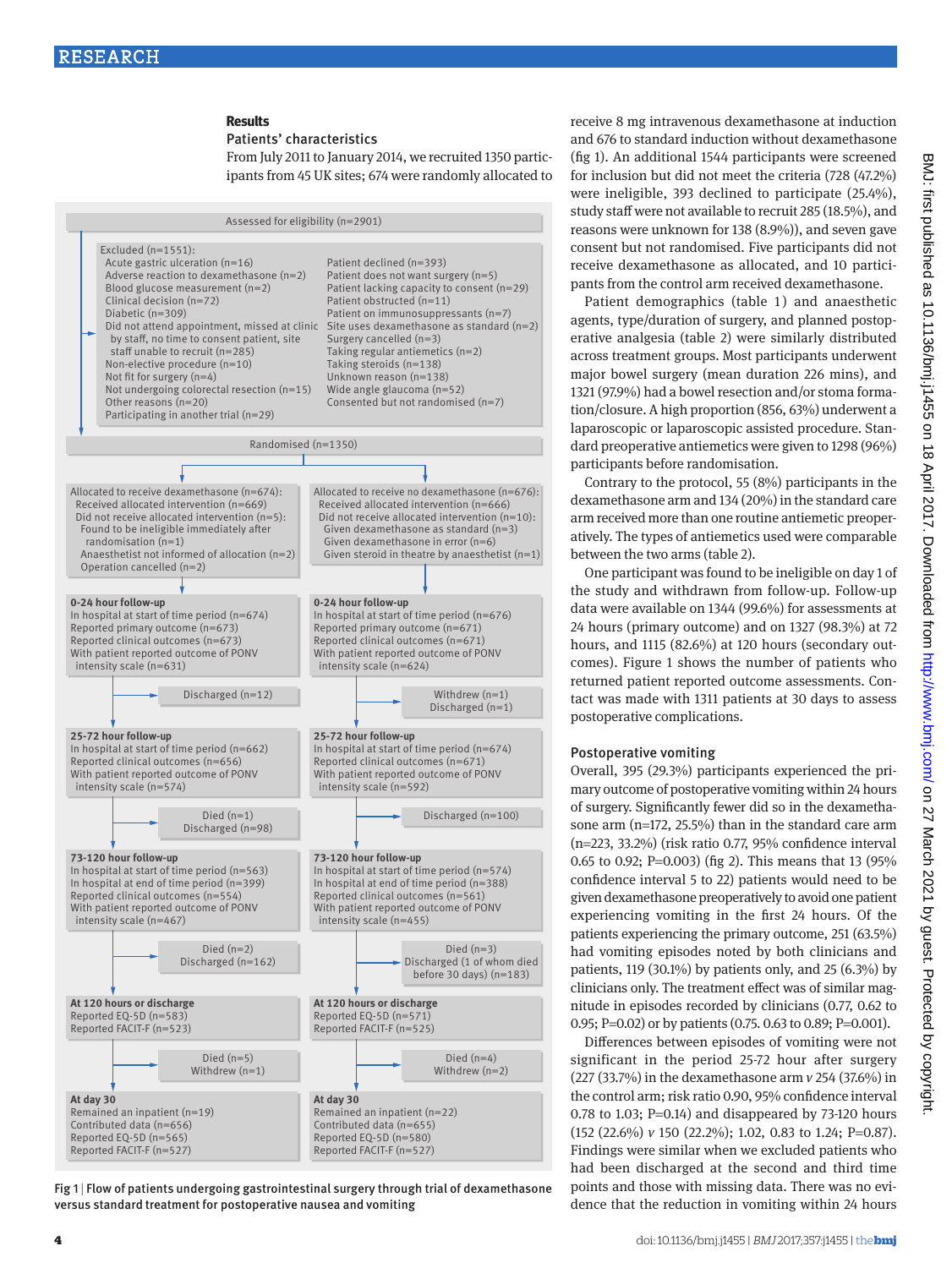## Results

### Patients' characteristics

From July 2011 to January 2014, we recruited 1350 participants from 45 UK sites; 674 were randomly allocated to receive 8 mg intravenous dexamethasone at induction and 676 to standard induction without dexamethasone (fig 1). An additional 1544 participants were screened for inclusion but did not meet the criteria (728 (47.2%) were ineligible, 393 declined to participate (25.4%), study staff were not available to recruit 285 (18.5%), and reasons were unknown for 138 (8.9%)), and seven gave consent but not randomised. Five participants did not receive dexamethasone as allocated, and 10 participants from the control arm received dexamethasone.

Patient demographics (table 1) and anaesthetic agents, type/duration of surgery, and planned postoperative analgesia (table 2) were similarly distributed across treatment groups. Most participants underwent major bowel surgery (mean duration 226 mins), and 1321 (97.9%) had a bowel resection and/or stoma formation/closure. A high proportion (856, 63%) underwent a laparoscopic or laparoscopic assisted procedure. Standard preoperative antiemetics were given to 1298 (96%) participants before randomisation.

Contrary to the protocol, 55 (8%) participants in the dexamethasone arm and 134 (20%) in the standard care arm received more than one routine antiemetic preoperatively. The types of antiemetics used were comparable between the two arms (table 2).

One participant was found to be ineligible on day 1 of the study and withdrawn from follow-up. Follow-up data were available on 1344 (99.6%) for assessments at 24 hours (primary outcome) and on 1327 (98.3%) at 72 hours, and 1115 (82.6%) at 120 hours (secondary outcomes). Figure 1 shows the number of patients who returned patient reported outcome assessments. Contact was made with 1311 patients at 30 days to assess postoperative complications.

Assessed for eligibility (n=2901)

Excluded (n=1551):
- Acute gastric ulceration (n=16)
- Adverse reaction to dexamethasone (n=2)
- Blood glucose measurement (n=2)
- Clinical decision (n=72)
- Diabetic (n=309)
- Did not attend appointment, missed at clinic by staff, no time to consent patient, site staff unable to recruit (n=285)
- Non-elective procedure (n=10)
- Not fit for surgery (n=4)
- Not undergoing colorectal resection (n=15)
- Other reasons (n=20)
- Participating in another trial (n=29)
- Patient declined (n=393)
- Patient does not want surgery (n=5)
- Patient lacking capacity to consent (n=29)
- Patient obstructed (n=11)
- Patient on immunosuppressants (n=7)
- Site uses dexamethasone as standard (n=2)
- Surgery cancelled (n=3)
- Taking regular antiemetics (n=2)
- Taking steroids (n=138)
- Unknown reason (n=138)
- Wide angle glaucoma (n=52)
- Consented but not randomised (n=7)

Randomised (n=1350)

| Dexamethasone arm | No dexamethasone arm |
|---|---|
| Allocated to receive dexamethasone (n=674): Received allocated intervention (n=669); Did not receive allocated intervention (n=5): Found to be ineligible immediately after randomisation (n=1); Anaesthetist not informed of allocation (n=2); Operation cancelled (n=2) | Allocated to receive no dexamethasone (n=676): Received allocated intervention (n=666); Did not receive allocated intervention (n=10): Given dexamethasone as standard (n=3); Given dexamethasone in error (n=6); Given steroid in theatre by anaesthetist (n=1) |
| 0-24 hour follow-up: In hospital at start of time period (n=674); Reported primary outcome (n=673); Reported clinical outcomes (n=673); With patient reported outcome of PONV intensity scale (n=631) | 0-24 hour follow-up: In hospital at start of time period (n=676); Reported primary outcome (n=671); Reported clinical outcomes (n=671); With patient reported outcome of PONV intensity scale (n=624) |
| Discharged (n=12) | Withdrew (n=1); Discharged (n=1) |
| 25-72 hour follow-up: In hospital at start of time period (n=662); Reported clinical outcomes (n=656); With patient reported outcome of PONV intensity scale (n=574) | 25-72 hour follow-up: In hospital at start of time period (n=674); Reported clinical outcomes (n=671); With patient reported outcome of PONV intensity scale (n=592) |
| Died (n=1); Discharged (n=98) | Discharged (n=100) |
| 73-120 hour follow-up: In hospital at start of time period (n=563); In hospital at end of time period (n=399); Reported clinical outcomes (n=554); With patient reported outcome of PONV intensity scale (n=467) | 73-120 hour follow-up: In hospital at start of time period (n=574); In hospital at end of time period (n=388); Reported clinical outcomes (n=561); With patient reported outcome of PONV intensity scale (n=455) |
| Died (n=2); Discharged (n=162) | Died (n=3); Discharged (1 of whom died before 30 days) (n=183) |
| At 120 hours or discharge: Reported EQ-5D (n=583); Reported FACIT-F (n=523) | At 120 hours or discharge: Reported EQ-5D (n=571); Reported FACIT-F (n=525) |
| Died (n=5); Withdrew (n=1) | Died (n=4); Withdrew (n=2) |
| At day 30: Remained an inpatient (n=19); Contributed data (n=656); Reported EQ-5D (n=565); Reported FACIT-F (n=527) | At day 30: Remained an inpatient (n=22); Contributed data (n=655); Reported EQ-5D (n=580); Reported FACIT-F (n=527) |

Fig 1 | Flow of patients undergoing gastrointestinal surgery through trial of dexamethasone versus standard treatment for postoperative nausea and vomiting

### Postoperative vomiting

Overall, 395 (29.3%) participants experienced the primary outcome of postoperative vomiting within 24 hours of surgery. Significantly fewer did so in the dexamethasone arm (n=172, 25.5%) than in the standard care arm (n=223, 33.2%) (risk ratio 0.77, 95% confidence interval 0.65 to 0.92; P=0.003) (fig 2). This means that 13 (95% confidence interval 5 to 22) patients would need to be given dexamethasone preoperatively to avoid one patient experiencing vomiting in the first 24 hours. Of the patients experiencing the primary outcome, 251 (63.5%) had vomiting episodes noted by both clinicians and patients, 119 (30.1%) by patients only, and 25 (6.3%) by clinicians only. The treatment effect was of similar magnitude in episodes recorded by clinicians (0.77, 0.62 to 0.95; P=0.02) or by patients (0.75. 0.63 to 0.89; P=0.001).

Differences between episodes of vomiting were not significant in the period 25-72 hour after surgery (227 (33.7%) in the dexamethasone arm *v* 254 (37.6%) in the control arm; risk ratio 0.90, 95% confidence interval 0.78 to 1.03; P=0.14) and disappeared by 73-120 hours (152 (22.6%) *v* 150 (22.2%); 1.02, 0.83 to 1.24; P=0.87). Findings were similar when we excluded patients who had been discharged at the second and third time points and those with missing data. There was no evidence that the reduction in vomiting within 24 hours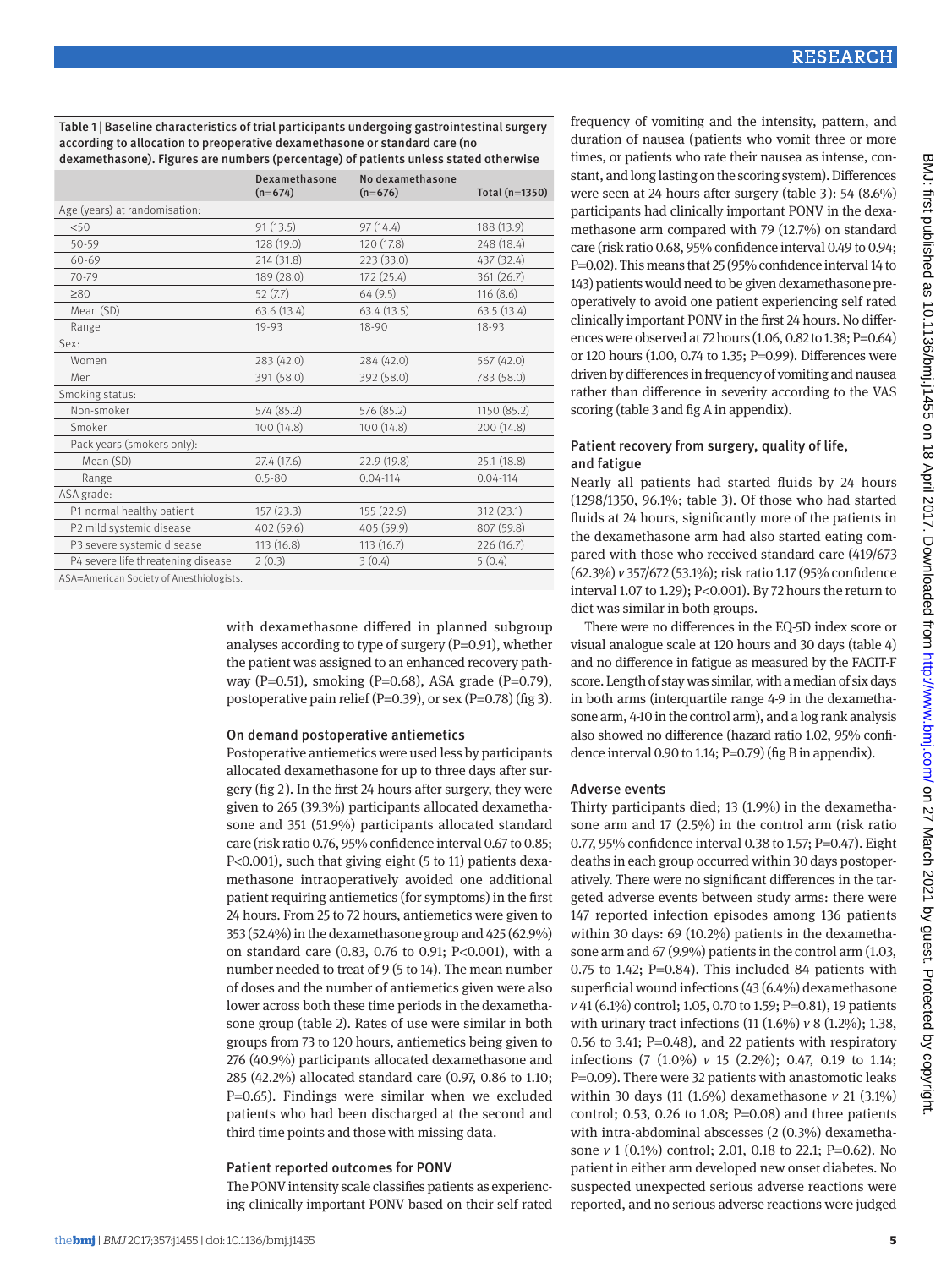Table 1 | Baseline characteristics of trial participants undergoing gastrointestinal surgery according to allocation to preoperative dexamethasone or standard care (no dexamethasone). Figures are numbers (percentage) of patients unless stated otherwise

| | Dexamethasone (n=674) | No dexamethasone (n=676) | Total (n=1350) |
|---|---|---|---|
| Age (years) at randomisation: | | | |
| <50 | 91 (13.5) | 97 (14.4) | 188 (13.9) |
| 50-59 | 128 (19.0) | 120 (17.8) | 248 (18.4) |
| 60-69 | 214 (31.8) | 223 (33.0) | 437 (32.4) |
| 70-79 | 189 (28.0) | 172 (25.4) | 361 (26.7) |
| ≥80 | 52 (7.7) | 64 (9.5) | 116 (8.6) |
| Mean (SD) | 63.6 (13.4) | 63.4 (13.5) | 63.5 (13.4) |
| Range | 19-93 | 18-90 | 18-93 |
| Sex: | | | |
| Women | 283 (42.0) | 284 (42.0) | 567 (42.0) |
| Men | 391 (58.0) | 392 (58.0) | 783 (58.0) |
| Smoking status: | | | |
| Non-smoker | 574 (85.2) | 576 (85.2) | 1150 (85.2) |
| Smoker | 100 (14.8) | 100 (14.8) | 200 (14.8) |
| Pack years (smokers only): | | | |
| Mean (SD) | 27.4 (17.6) | 22.9 (19.8) | 25.1 (18.8) |
| Range | 0.5-80 | 0.04-114 | 0.04-114 |
| ASA grade: | | | |
| P1 normal healthy patient | 157 (23.3) | 155 (22.9) | 312 (23.1) |
| P2 mild systemic disease | 402 (59.6) | 405 (59.9) | 807 (59.8) |
| P3 severe systemic disease | 113 (16.8) | 113 (16.7) | 226 (16.7) |
| P4 severe life threatening disease | 2 (0.3) | 3 (0.4) | 5 (0.4) |

ASA=American Society of Anesthesiologists.

with dexamethasone differed in planned subgroup analyses according to type of surgery (P=0.91), whether the patient was assigned to an enhanced recovery pathway (P=0.51), smoking (P=0.68), ASA grade (P=0.79), postoperative pain relief (P=0.39), or sex (P=0.78) (fig 3).

### On demand postoperative antiemetics

Postoperative antiemetics were used less by participants allocated dexamethasone for up to three days after surgery (fig 2). In the first 24 hours after surgery, they were given to 265 (39.3%) participants allocated dexamethasone and 351 (51.9%) participants allocated standard care (risk ratio 0.76, 95% confidence interval 0.67 to 0.85; P<0.001), such that giving eight (5 to 11) patients dexamethasone intraoperatively avoided one additional patient requiring antiemetics (for symptoms) in the first 24 hours. From 25 to 72 hours, antiemetics were given to 353 (52.4%) in the dexamethasone group and 425 (62.9%) on standard care (0.83, 0.76 to 0.91; P<0.001), with a number needed to treat of 9 (5 to 14). The mean number of doses and the number of antiemetics given were also lower across both these time periods in the dexamethasone group (table 2). Rates of use were similar in both groups from 73 to 120 hours, antiemetics being given to 276 (40.9%) participants allocated dexamethasone and 285 (42.2%) allocated standard care (0.97, 0.86 to 1.10; P=0.65). Findings were similar when we excluded patients who had been discharged at the second and third time points and those with missing data.

### Patient reported outcomes for PONV

The PONV intensity scale classifies patients as experiencing clinically important PONV based on their self rated frequency of vomiting and the intensity, pattern, and duration of nausea (patients who vomit three or more times, or patients who rate their nausea as intense, constant, and long lasting on the scoring system). Differences were seen at 24 hours after surgery (table 3): 54 (8.6%) participants had clinically important PONV in the dexamethasone arm compared with 79 (12.7%) on standard care (risk ratio 0.68, 95% confidence interval 0.49 to 0.94; P=0.02). This means that 25 (95% confidence interval 14 to 143) patients would need to be given dexamethasone preoperatively to avoid one patient experiencing self rated clinically important PONV in the first 24 hours. No differences were observed at 72 hours (1.06, 0.82 to 1.38; P=0.64) or 120 hours (1.00, 0.74 to 1.35; P=0.99). Differences were driven by differences in frequency of vomiting and nausea rather than difference in severity according to the VAS scoring (table 3 and fig A in appendix).

### Patient recovery from surgery, quality of life, and fatigue

Nearly all patients had started fluids by 24 hours (1298/1350, 96.1%; table 3). Of those who had started fluids at 24 hours, significantly more of the patients in the dexamethasone arm had also started eating compared with those who received standard care (419/673 (62.3%) *v* 357/672 (53.1%); risk ratio 1.17 (95% confidence interval 1.07 to 1.29); P<0.001). By 72 hours the return to diet was similar in both groups.

There were no differences in the EQ-5D index score or visual analogue scale at 120 hours and 30 days (table 4) and no difference in fatigue as measured by the FACIT-F score. Length of stay was similar, with a median of six days in both arms (interquartile range 4-9 in the dexamethasone arm, 4-10 in the control arm), and a log rank analysis also showed no difference (hazard ratio 1.02, 95% confidence interval 0.90 to 1.14; P=0.79) (fig B in appendix).

### Adverse events

Thirty participants died; 13 (1.9%) in the dexamethasone arm and 17 (2.5%) in the control arm (risk ratio 0.77, 95% confidence interval 0.38 to 1.57; P=0.47). Eight deaths in each group occurred within 30 days postoperatively. There were no significant differences in the targeted adverse events between study arms: there were 147 reported infection episodes among 136 patients within 30 days: 69 (10.2%) patients in the dexamethasone arm and 67 (9.9%) patients in the control arm (1.03, 0.75 to 1.42; P=0.84). This included 84 patients with superficial wound infections (43 (6.4%) dexamethasone *v* 41 (6.1%) control; 1.05, 0.70 to 1.59; P=0.81), 19 patients with urinary tract infections (11 (1.6%) *v* 8 (1.2%); 1.38, 0.56 to 3.41; P=0.48), and 22 patients with respiratory infections (7 (1.0%) *v* 15 (2.2%); 0.47, 0.19 to 1.14; P=0.09). There were 32 patients with anastomotic leaks within 30 days (11 (1.6%) dexamethasone *v* 21 (3.1%) control; 0.53, 0.26 to 1.08; P=0.08) and three patients with intra-abdominal abscesses (2 (0.3%) dexamethasone *v* 1 (0.1%) control; 2.01, 0.18 to 22.1; P=0.62). No patient in either arm developed new onset diabetes. No suspected unexpected serious adverse reactions were reported, and no serious adverse reactions were judged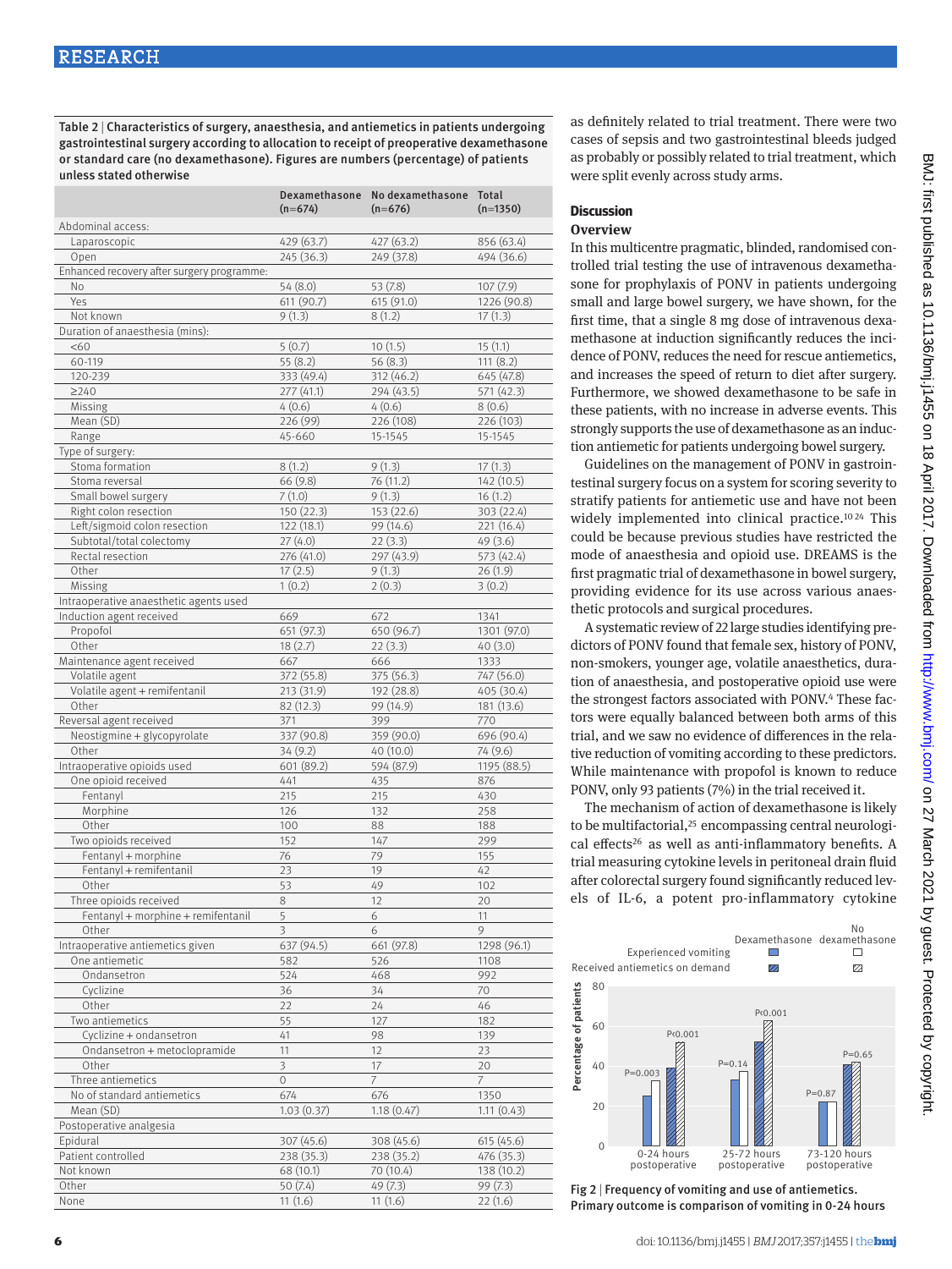Table 2 | Characteristics of surgery, anaesthesia, and antiemetics in patients undergoing gastrointestinal surgery according to allocation to receipt of preoperative dexamethasone or standard care (no dexamethasone). Figures are numbers (percentage) of patients unless stated otherwise

| | Dexamethasone (n=674) | No dexamethasone (n=676) | Total (n=1350) |
|---|---|---|---|
| Abdominal access: | | | |
| Laparoscopic | 429 (63.7) | 427 (63.2) | 856 (63.4) |
| Open | 245 (36.3) | 249 (37.8) | 494 (36.6) |
| Enhanced recovery after surgery programme: | | | |
| No | 54 (8.0) | 53 (7.8) | 107 (7.9) |
| Yes | 611 (90.7) | 615 (91.0) | 1226 (90.8) |
| Not known | 9 (1.3) | 8 (1.2) | 17 (1.3) |
| Duration of anaesthesia (mins): | | | |
| <60 | 5 (0.7) | 10 (1.5) | 15 (1.1) |
| 60-119 | 55 (8.2) | 56 (8.3) | 111 (8.2) |
| 120-239 | 333 (49.4) | 312 (46.2) | 645 (47.8) |
| ≥240 | 277 (41.1) | 294 (43.5) | 571 (42.3) |
| Missing | 4 (0.6) | 4 (0.6) | 8 (0.6) |
| Mean (SD) | 226 (99) | 226 (108) | 226 (103) |
| Range | 45-660 | 15-1545 | 15-1545 |
| Type of surgery: | | | |
| Stoma formation | 8 (1.2) | 9 (1.3) | 17 (1.3) |
| Stoma reversal | 66 (9.8) | 76 (11.2) | 142 (10.5) |
| Small bowel surgery | 7 (1.0) | 9 (1.3) | 16 (1.2) |
| Right colon resection | 150 (22.3) | 153 (22.6) | 303 (22.4) |
| Left/sigmoid colon resection | 122 (18.1) | 99 (14.6) | 221 (16.4) |
| Subtotal/total colectomy | 27 (4.0) | 22 (3.3) | 49 (3.6) |
| Rectal resection | 276 (41.0) | 297 (43.9) | 573 (42.4) |
| Other | 17 (2.5) | 9 (1.3) | 26 (1.9) |
| Missing | 1 (0.2) | 2 (0.3) | 3 (0.2) |
| Intraoperative anaesthetic agents used | | | |
| Induction agent received | 669 | 672 | 1341 |
| Propofol | 651 (97.3) | 650 (96.7) | 1301 (97.0) |
| Other | 18 (2.7) | 22 (3.3) | 40 (3.0) |
| Maintenance agent received | 667 | 666 | 1333 |
| Volatile agent | 372 (55.8) | 375 (56.3) | 747 (56.0) |
| Volatile agent + remifentanil | 213 (31.9) | 192 (28.8) | 405 (30.4) |
| Other | 82 (12.3) | 99 (14.9) | 181 (13.6) |
| Reversal agent received | 371 | 399 | 770 |
| Neostigmine + glycopyrolate | 337 (90.8) | 359 (90.0) | 696 (90.4) |
| Other | 34 (9.2) | 40 (10.0) | 74 (9.6) |
| Intraoperative opioids used | 601 (89.2) | 594 (87.9) | 1195 (88.5) |
| One opioid received | 441 | 435 | 876 |
| Fentanyl | 215 | 215 | 430 |
| Morphine | 126 | 132 | 258 |
| Other | 100 | 88 | 188 |
| Two opioids received | 152 | 147 | 299 |
| Fentanyl + morphine | 76 | 79 | 155 |
| Fentanyl + remifentanil | 23 | 19 | 42 |
| Other | 53 | 49 | 102 |
| Three opioids received | 8 | 12 | 20 |
| Fentanyl + morphine + remifentanil | 5 | 6 | 11 |
| Other | 3 | 6 | 9 |
| Intraoperative antiemetics given | 637 (94.5) | 661 (97.8) | 1298 (96.1) |
| One antiemetic | 582 | 526 | 1108 |
| Ondansetron | 524 | 468 | 992 |
| Cyclizine | 36 | 34 | 70 |
| Other | 22 | 24 | 46 |
| Two antiemetics | 55 | 127 | 182 |
| Cyclizine + ondansetron | 41 | 98 | 139 |
| Ondansetron + metoclopramide | 11 | 12 | 23 |
| Other | 3 | 17 | 20 |
| Three antiemetics | 0 | 7 | 7 |
| No of standard antiemetics | 674 | 676 | 1350 |
| Mean (SD) | 1.03 (0.37) | 1.18 (0.47) | 1.11 (0.43) |
| Postoperative analgesia | | | |
| Epidural | 307 (45.6) | 308 (45.6) | 615 (45.6) |
| Patient controlled | 238 (35.3) | 238 (35.2) | 476 (35.3) |
| Not known | 68 (10.1) | 70 (10.4) | 138 (10.2) |
| Other | 50 (7.4) | 49 (7.3) | 99 (7.3) |
| None | 11 (1.6) | 11 (1.6) | 22 (1.6) |

as definitely related to trial treatment. There were two cases of sepsis and two gastrointestinal bleeds judged as probably or possibly related to trial treatment, which were split evenly across study arms.

## Discussion

### Overview

In this multicentre pragmatic, blinded, randomised controlled trial testing the use of intravenous dexamethasone for prophylaxis of PONV in patients undergoing small and large bowel surgery, we have shown, for the first time, that a single 8 mg dose of intravenous dexamethasone at induction significantly reduces the incidence of PONV, reduces the need for rescue antiemetics, and increases the speed of return to diet after surgery. Furthermore, we showed dexamethasone to be safe in these patients, with no increase in adverse events. This strongly supports the use of dexamethasone as an induction antiemetic for patients undergoing bowel surgery.

Guidelines on the management of PONV in gastrointestinal surgery focus on a system for scoring severity to stratify patients for antiemetic use and have not been widely implemented into clinical practice.[10,24] This could be because previous studies have restricted the mode of anaesthesia and opioid use. DREAMS is the first pragmatic trial of dexamethasone in bowel surgery, providing evidence for its use across various anaesthetic protocols and surgical procedures.

A systematic review of 22 large studies identifying predictors of PONV found that female sex, history of PONV, non-smokers, younger age, volatile anaesthetics, duration of anaesthesia, and postoperative opioid use were the strongest factors associated with PONV.[4] These factors were equally balanced between both arms of this trial, and we saw no evidence of differences in the relative reduction of vomiting according to these predictors. While maintenance with propofol is known to reduce PONV, only 93 patients (7%) in the trial received it.

The mechanism of action of dexamethasone is likely to be multifactorial,[25] encompassing central neurological effects[26] as well as anti-inflammatory benefits. A trial measuring cytokine levels in peritoneal drain fluid after colorectal surgery found significantly reduced levels of IL-6, a potent pro-inflammatory cytokine

Fig 2 | Frequency of vomiting and use of antiemetics. Primary outcome is comparison of vomiting in 0-24 hours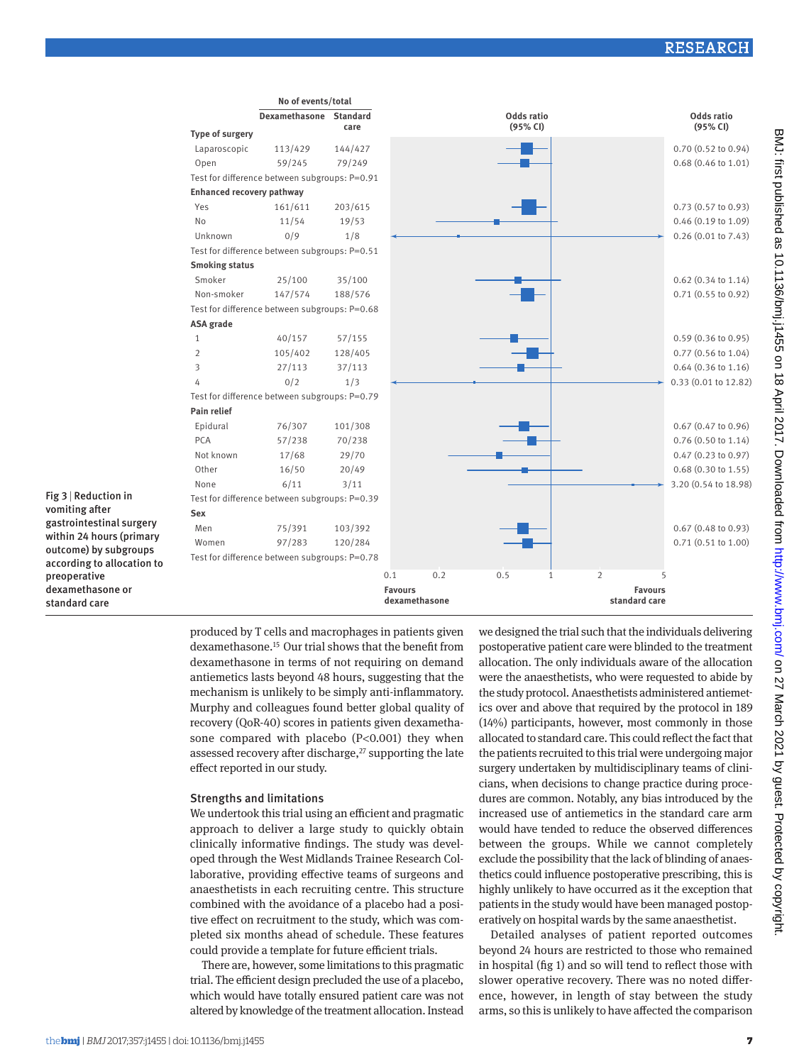| | No of events/total | | |
|---|---|---|---|
| | Dexamethasone | Standard care | Odds ratio (95% CI) |
| **Type of surgery** | | | |
| Laparoscopic | 113/429 | 144/427 | 0.70 (0.52 to 0.94) |
| Open | 59/245 | 79/249 | 0.68 (0.46 to 1.01) |
| Test for difference between subgroups: P=0.91 | | | |
| **Enhanced recovery pathway** | | | |
| Yes | 161/611 | 203/615 | 0.73 (0.57 to 0.93) |
| No | 11/54 | 19/53 | 0.46 (0.19 to 1.09) |
| Unknown | 0/9 | 1/8 | 0.26 (0.01 to 7.43) |
| Test for difference between subgroups: P=0.51 | | | |
| **Smoking status** | | | |
| Smoker | 25/100 | 35/100 | 0.62 (0.34 to 1.14) |
| Non-smoker | 147/574 | 188/576 | 0.71 (0.55 to 0.92) |
| Test for difference between subgroups: P=0.68 | | | |
| **ASA grade** | | | |
| 1 | 40/157 | 57/155 | 0.59 (0.36 to 0.95) |
| 2 | 105/402 | 128/405 | 0.77 (0.56 to 1.04) |
| 3 | 27/113 | 37/113 | 0.64 (0.36 to 1.16) |
| 4 | 0/2 | 1/3 | 0.33 (0.01 to 12.82) |
| Test for difference between subgroups: P=0.79 | | | |
| **Pain relief** | | | |
| Epidural | 76/307 | 101/308 | 0.67 (0.47 to 0.96) |
| PCA | 57/238 | 70/238 | 0.76 (0.50 to 1.14) |
| Not known | 17/68 | 29/70 | 0.47 (0.23 to 0.97) |
| Other | 16/50 | 20/49 | 0.68 (0.30 to 1.55) |
| None | 6/11 | 3/11 | 3.20 (0.54 to 18.98) |
| Test for difference between subgroups: P=0.39 | | | |
| **Sex** | | | |
| Men | 75/391 | 103/392 | 0.67 (0.48 to 0.93) |
| Women | 97/283 | 120/284 | 0.71 (0.51 to 1.00) |
| Test for difference between subgroups: P=0.78 | | | |

Odds ratio (95% CI) axis: 0.1, 0.2, 0.5, 1, 2, 5 — Favours dexamethasone / Favours standard care

Fig 3 | Reduction in vomiting after gastrointestinal surgery within 24 hours (primary outcome) by subgroups according to allocation to preoperative dexamethasone or standard care

produced by T cells and macrophages in patients given dexamethasone.[15] Our trial shows that the benefit from dexamethasone in terms of not requiring on demand antiemetics lasts beyond 48 hours, suggesting that the mechanism is unlikely to be simply anti-inflammatory. Murphy and colleagues found better global quality of recovery (QoR-40) scores in patients given dexamethasone compared with placebo (P<0.001) they when assessed recovery after discharge,[27] supporting the late effect reported in our study.

## Strengths and limitations

We undertook this trial using an efficient and pragmatic approach to deliver a large study to quickly obtain clinically informative findings. The study was developed through the West Midlands Trainee Research Collaborative, providing effective teams of surgeons and anaesthetists in each recruiting centre. This structure combined with the avoidance of a placebo had a positive effect on recruitment to the study, which was completed six months ahead of schedule. These features could provide a template for future efficient trials.

There are, however, some limitations to this pragmatic trial. The efficient design precluded the use of a placebo, which would have totally ensured patient care was not altered by knowledge of the treatment allocation. Instead we designed the trial such that the individuals delivering postoperative patient care were blinded to the treatment allocation. The only individuals aware of the allocation were the anaesthetists, who were requested to abide by the study protocol. Anaesthetists administered antiemetics over and above that required by the protocol in 189 (14%) participants, however, most commonly in those allocated to standard care. This could reflect the fact that the patients recruited to this trial were undergoing major surgery undertaken by multidisciplinary teams of clinicians, when decisions to change practice during procedures are common. Notably, any bias introduced by the increased use of antiemetics in the standard care arm would have tended to reduce the observed differences between the groups. While we cannot completely exclude the possibility that the lack of blinding of anaesthetics could influence postoperative prescribing, this is highly unlikely to have occurred as it the exception that patients in the study would have been managed postoperatively on hospital wards by the same anaesthetist.

Detailed analyses of patient reported outcomes beyond 24 hours are restricted to those who remained in hospital (fig 1) and so will tend to reflect those with slower operative recovery. There was no noted difference, however, in length of stay between the study arms, so this is unlikely to have affected the comparison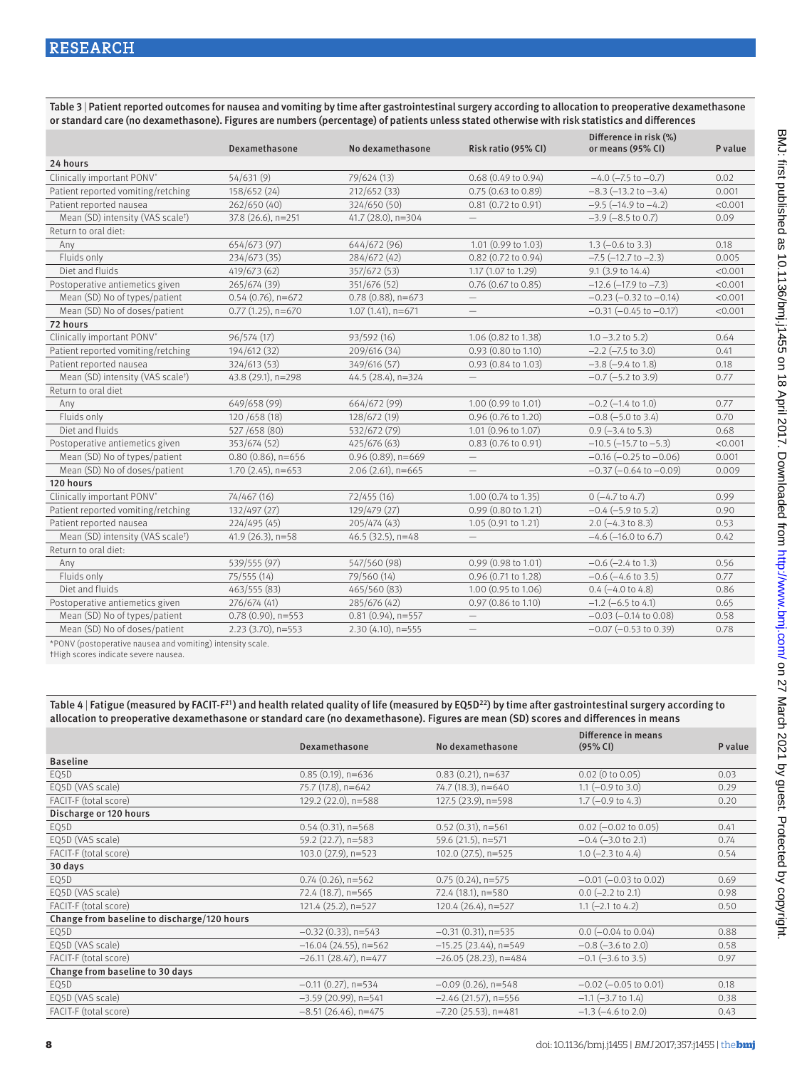**Table 3 | Patient reported outcomes for nausea and vomiting by time after gastrointestinal surgery according to allocation to preoperative dexamethasone or standard care (no dexamethasone). Figures are numbers (percentage) of patients unless stated otherwise with risk statistics and differences**

| | Dexamethasone | No dexamethasone | Risk ratio (95% CI) | Difference in risk (%) or means (95% CI) | P value |
|---|---|---|---|---|---|
| **24 hours** | | | | | |
| Clinically important PONV* | 54/631 (9) | 79/624 (13) | 0.68 (0.49 to 0.94) | −4.0 (−7.5 to −0.7) | 0.02 |
| Patient reported vomiting/retching | 158/652 (24) | 212/652 (33) | 0.75 (0.63 to 0.89) | −8.3 (−13.2 to −3.4) | 0.001 |
| Patient reported nausea | 262/650 (40) | 324/650 (50) | 0.81 (0.72 to 0.91) | −9.5 (−14.9 to −4.2) | <0.001 |
| Mean (SD) intensity (VAS scale†) | 37.8 (26.6), n=251 | 41.7 (28.0), n=304 | — | −3.9 (−8.5 to 0.7) | 0.09 |
| Return to oral diet: | | | | | |
| Any | 654/673 (97) | 644/672 (96) | 1.01 (0.99 to 1.03) | 1.3 (−0.6 to 3.3) | 0.18 |
| Fluids only | 234/673 (35) | 284/672 (42) | 0.82 (0.72 to 0.94) | −7.5 (−12.7 to −2.3) | 0.005 |
| Diet and fluids | 419/673 (62) | 357/672 (53) | 1.17 (1.07 to 1.29) | 9.1 (3.9 to 14.4) | <0.001 |
| Postoperative antiemetics given | 265/674 (39) | 351/676 (52) | 0.76 (0.67 to 0.85) | −12.6 (−17.9 to −7.3) | <0.001 |
| Mean (SD) No of types/patient | 0.54 (0.76), n=672 | 0.78 (0.88), n=673 | — | −0.23 (−0.32 to −0.14) | <0.001 |
| Mean (SD) No of doses/patient | 0.77 (1.25), n=670 | 1.07 (1.41), n=671 | — | −0.31 (−0.45 to −0.17) | <0.001 |
| **72 hours** | | | | | |
| Clinically important PONV* | 96/574 (17) | 93/592 (16) | 1.06 (0.82 to 1.38) | 1.0 −3.2 to 5.2) | 0.64 |
| Patient reported vomiting/retching | 194/612 (32) | 209/616 (34) | 0.93 (0.80 to 1.10) | −2.2 (−7.5 to 3.0) | 0.41 |
| Patient reported nausea | 324/613 (53) | 349/616 (57) | 0.93 (0.84 to 1.03) | −3.8 (−9.4 to 1.8) | 0.18 |
| Mean (SD) intensity (VAS scale†) | 43.8 (29.1), n=298 | 44.5 (28.4), n=324 | — | −0.7 (−5.2 to 3.9) | 0.77 |
| Return to oral diet | | | | | |
| Any | 649/658 (99) | 664/672 (99) | 1.00 (0.99 to 1.01) | −0.2 (−1.4 to 1.0) | 0.77 |
| Fluids only | 120 /658 (18) | 128/672 (19) | 0.96 (0.76 to 1.20) | −0.8 (−5.0 to 3.4) | 0.70 |
| Diet and fluids | 527 /658 (80) | 532/672 (79) | 1.01 (0.96 to 1.07) | 0.9 (−3.4 to 5.3) | 0.68 |
| Postoperative antiemetics given | 353/674 (52) | 425/676 (63) | 0.83 (0.76 to 0.91) | −10.5 (−15.7 to −5.3) | <0.001 |
| Mean (SD) No of types/patient | 0.80 (0.86), n=656 | 0.96 (0.89), n=669 | — | −0.16 (−0.25 to −0.06) | 0.001 |
| Mean (SD) No of doses/patient | 1.70 (2.45), n=653 | 2.06 (2.61), n=665 | — | −0.37 (−0.64 to −0.09) | 0.009 |
| **120 hours** | | | | | |
| Clinically important PONV* | 74/467 (16) | 72/455 (16) | 1.00 (0.74 to 1.35) | 0 (−4.7 to 4.7) | 0.99 |
| Patient reported vomiting/retching | 132/497 (27) | 129/479 (27) | 0.99 (0.80 to 1.21) | −0.4 (−5.9 to 5.2) | 0.90 |
| Patient reported nausea | 224/495 (45) | 205/474 (43) | 1.05 (0.91 to 1.21) | 2.0 (−4.3 to 8.3) | 0.53 |
| Mean (SD) intensity (VAS scale†) | 41.9 (26.3), n=58 | 46.5 (32.5), n=48 | — | −4.6 (−16.0 to 6.7) | 0.42 |
| Return to oral diet: | | | | | |
| Any | 539/555 (97) | 547/560 (98) | 0.99 (0.98 to 1.01) | −0.6 (−2.4 to 1.3) | 0.56 |
| Fluids only | 75/555 (14) | 79/560 (14) | 0.96 (0.71 to 1.28) | −0.6 (−4.6 to 3.5) | 0.77 |
| Diet and fluids | 463/555 (83) | 465/560 (83) | 1.00 (0.95 to 1.06) | 0.4 (−4.0 to 4.8) | 0.86 |
| Postoperative antiemetics given | 276/674 (41) | 285/676 (42) | 0.97 (0.86 to 1.10) | −1.2 (−6.5 to 4.1) | 0.65 |
| Mean (SD) No of types/patient | 0.78 (0.90), n=553 | 0.81 (0.94), n=557 | — | −0.03 (−0.14 to 0.08) | 0.58 |
| Mean (SD) No of doses/patient | 2.23 (3.70), n=553 | 2.30 (4.10), n=555 | — | −0.07 (−0.53 to 0.39) | 0.78 |

*PONV (postoperative nausea and vomiting) intensity scale.
†High scores indicate severe nausea.

**Table 4 | Fatigue (measured by FACIT-F[21]) and health related quality of life (measured by EQ5D[22]) by time after gastrointestinal surgery according to allocation to preoperative dexamethasone or standard care (no dexamethasone). Figures are mean (SD) scores and differences in means**

| | Dexamethasone | No dexamethasone | Difference in means (95% CI) | P value |
|---|---|---|---|---|
| **Baseline** | | | | |
| EQ5D | 0.85 (0.19), n=636 | 0.83 (0.21), n=637 | 0.02 (0 to 0.05) | 0.03 |
| EQ5D (VAS scale) | 75.7 (17.8), n=642 | 74.7 (18.3), n=640 | 1.1 (−0.9 to 3.0) | 0.29 |
| FACIT-F (total score) | 129.2 (22.0), n=588 | 127.5 (23.9), n=598 | 1.7 (−0.9 to 4.3) | 0.20 |
| **Discharge or 120 hours** | | | | |
| EQ5D | 0.54 (0.31), n=568 | 0.52 (0.31), n=561 | 0.02 (−0.02 to 0.05) | 0.41 |
| EQ5D (VAS scale) | 59.2 (22.7), n=583 | 59.6 (21.5), n=571 | −0.4 (−3.0 to 2.1) | 0.74 |
| FACIT-F (total score) | 103.0 (27.9), n=523 | 102.0 (27.5), n=525 | 1.0 (−2.3 to 4.4) | 0.54 |
| **30 days** | | | | |
| EQ5D | 0.74 (0.26), n=562 | 0.75 (0.24), n=575 | −0.01 (−0.03 to 0.02) | 0.69 |
| EQ5D (VAS scale) | 72.4 (18.7), n=565 | 72.4 (18.1), n=580 | 0.0 (−2.2 to 2.1) | 0.98 |
| FACIT-F (total score) | 121.4 (25.2), n=527 | 120.4 (26.4), n=527 | 1.1 (−2.1 to 4.2) | 0.50 |
| **Change from baseline to discharge/120 hours** | | | | |
| EQ5D | −0.32 (0.33), n=543 | −0.31 (0.31), n=535 | 0.0 (−0.04 to 0.04) | 0.88 |
| EQ5D (VAS scale) | −16.04 (24.55), n=562 | −15.25 (23.44), n=549 | −0.8 (−3.6 to 2.0) | 0.58 |
| FACIT-F (total score) | −26.11 (28.47), n=477 | −26.05 (28.23), n=484 | −0.1 (−3.6 to 3.5) | 0.97 |
| **Change from baseline to 30 days** | | | | |
| EQ5D | −0.11 (0.27), n=534 | −0.09 (0.26), n=548 | −0.02 (−0.05 to 0.01) | 0.18 |
| EQ5D (VAS scale) | −3.59 (20.99), n=541 | −2.46 (21.57), n=556 | −1.1 (−3.7 to 1.4) | 0.38 |
| FACIT-F (total score) | −8.51 (26.46), n=475 | −7.20 (25.53), n=481 | −1.3 (−4.6 to 2.0) | 0.43 |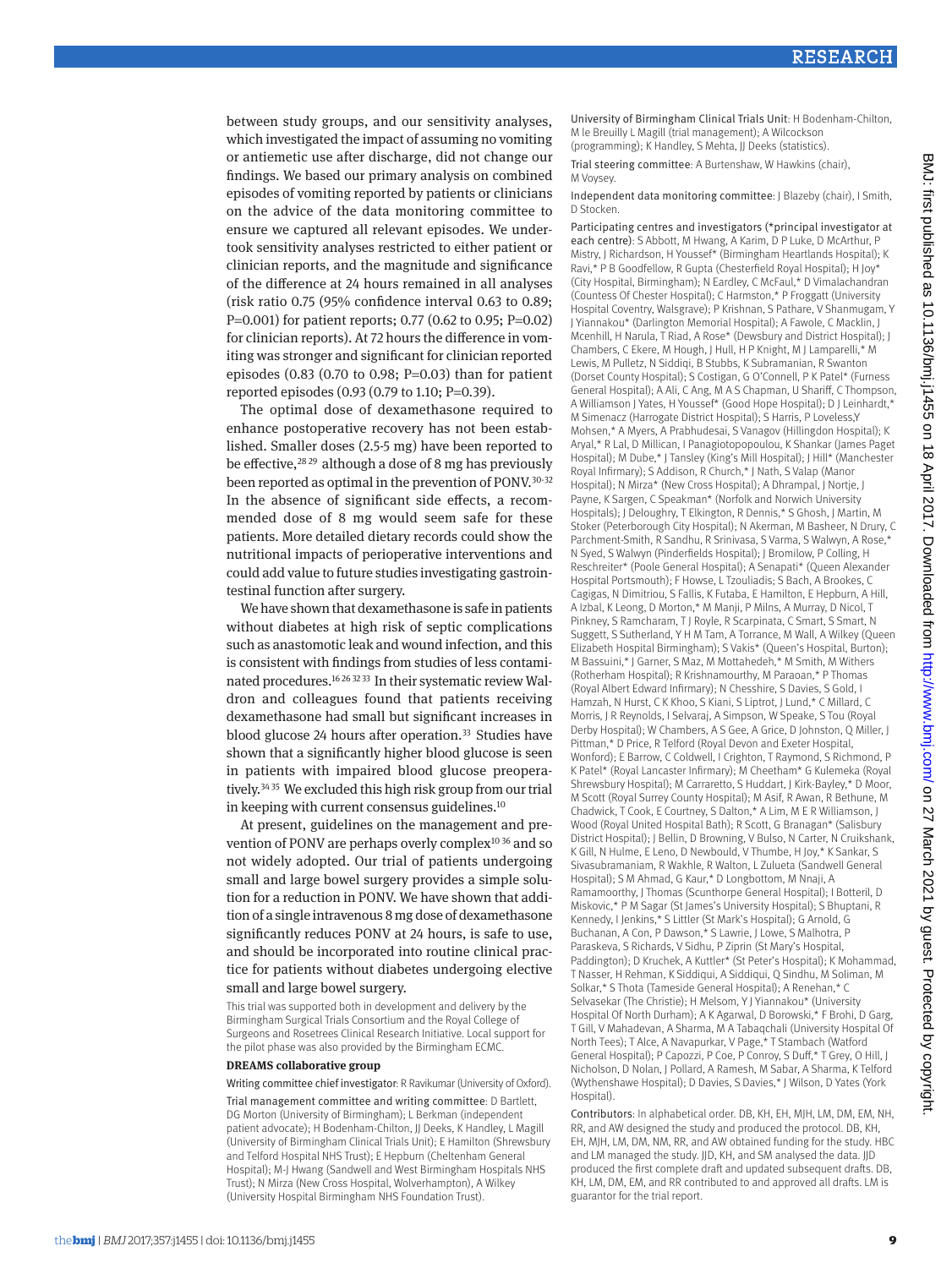between study groups, and our sensitivity analyses, which investigated the impact of assuming no vomiting or antiemetic use after discharge, did not change our findings. We based our primary analysis on combined episodes of vomiting reported by patients or clinicians on the advice of the data monitoring committee to ensure we captured all relevant episodes. We undertook sensitivity analyses restricted to either patient or clinician reports, and the magnitude and significance of the difference at 24 hours remained in all analyses (risk ratio 0.75 (95% confidence interval 0.63 to 0.89; P=0.001) for patient reports; 0.77 (0.62 to 0.95; P=0.02) for clinician reports). At 72 hours the difference in vomiting was stronger and significant for clinician reported episodes (0.83 (0.70 to 0.98; P=0.03) than for patient reported episodes (0.93 (0.79 to 1.10; P=0.39).

The optimal dose of dexamethasone required to enhance postoperative recovery has not been established. Smaller doses (2.5-5 mg) have been reported to be effective,[28 29] although a dose of 8 mg has previously been reported as optimal in the prevention of PONV.[30-32] In the absence of significant side effects, a recommended dose of 8 mg would seem safe for these patients. More detailed dietary records could show the nutritional impacts of perioperative interventions and could add value to future studies investigating gastrointestinal function after surgery.

We have shown that dexamethasone is safe in patients without diabetes at high risk of septic complications such as anastomotic leak and wound infection, and this is consistent with findings from studies of less contaminated procedures.[16 26 32 33] In their systematic review Waldron and colleagues found that patients receiving dexamethasone had small but significant increases in blood glucose 24 hours after operation.[33] Studies have shown that a significantly higher blood glucose is seen in patients with impaired blood glucose preoperatively.[34 35] We excluded this high risk group from our trial in keeping with current consensus guidelines.[10]

At present, guidelines on the management and prevention of PONV are perhaps overly complex[10 36] and so not widely adopted. Our trial of patients undergoing small and large bowel surgery provides a simple solution for a reduction in PONV. We have shown that addition of a single intravenous 8 mg dose of dexamethasone significantly reduces PONV at 24 hours, is safe to use, and should be incorporated into routine clinical practice for patients without diabetes undergoing elective small and large bowel surgery.

This trial was supported both in development and delivery by the Birmingham Surgical Trials Consortium and the Royal College of Surgeons and Rosetrees Clinical Research Initiative. Local support for the pilot phase was also provided by the Birmingham ECMC.

**DREAMS collaborative group**

Writing committee chief investigator: R Ravikumar (University of Oxford).

Trial management committee and writing committee: D Bartlett, DG Morton (University of Birmingham); L Berkman (independent patient advocate); H Bodenham-Chilton, JJ Deeks, K Handley, L Magill (University of Birmingham Clinical Trials Unit); E Hamilton (Shrewsbury and Telford Hospital NHS Trust); E Hepburn (Cheltenham General Hospital); M-J Hwang (Sandwell and West Birmingham Hospitals NHS Trust); N Mirza (New Cross Hospital, Wolverhampton), A Wilkey (University Hospital Birmingham NHS Foundation Trust).

University of Birmingham Clinical Trials Unit: H Bodenham-Chilton, M le Breuilly L Magill (trial management); A Wilcockson (programming); K Handley, S Mehta, JJ Deeks (statistics).

Trial steering committee: A Burtenshaw, W Hawkins (chair), M Voysey.

Independent data monitoring committee: J Blazeby (chair), I Smith, D Stocken.

Participating centres and investigators (*principal investigator at each centre): S Abbott, M Hwang, A Karim, D P Luke, D McArthur, P Mistry, J Richardson, H Youssef* (Birmingham Heartlands Hospital); K Ravi,* P B Goodfellow, R Gupta (Chesterfield Royal Hospital); H Joy* (City Hospital, Birmingham); N Eardley, C McFaul,* D Vimalachandran (Countess Of Chester Hospital); C Harmston,* P Froggatt (University Hospital Coventry, Walsgrave); P Krishnan, S Pathare, V Shanmugam, Y J Yiannakou* (Darlington Memorial Hospital); A Fawole, C Macklin, J Mcenhill, H Narula, T Riad, A Rose* (Dewsbury and District Hospital); J Chambers, C Ekere, M Hough, J Hull, H P Knight, M J Lamparelli,* M Lewis, M Pulletz, N Siddiqi, B Stubbs, K Subramanian, R Swanton (Dorset County Hospital); S Costigan, G O'Connell, P K Patel* (Furness General Hospital); A Ali, C Ang, M A S Chapman, U Shariff, C Thompson, A Williamson J Yates, H Youssef* (Good Hope Hospital); D J Leinhardt,* M Simenacz (Harrogate District Hospital); S Harris, P Loveless,Y Mohsen,* A Myers, A Prabhudesai, S Vanagov (Hillingdon Hospital); K Aryal,* R Lal, D Millican, I Panagiotopopoulou, K Shankar (James Paget Hospital); M Dube,* J Tansley (King's Mill Hospital); J Hill* (Manchester Royal Infirmary); S Addison, R Church,* J Nath, S Valap (Manor Hospital); N Mirza* (New Cross Hospital); A Dhrampal, J Nortje, J Payne, K Sargen, C Speakman* (Norfolk and Norwich University Hospitals); J Deloughry, T Elkington, R Dennis,* S Ghosh, J Martin, M Stoker (Peterborough City Hospital); N Akerman, M Basheer, N Drury, C Parchment-Smith, R Sandhu, R Srinivasa, S Varma, S Walwyn, A Rose,* N Syed, S Walwyn (Pinderfields Hospital); J Bromilow, P Colling, H Reschreiter* (Poole General Hospital); A Senapati* (Queen Alexander Hospital Portsmouth); F Howse, L Tzouliadis; S Bach, A Brookes, C Cagigas, N Dimitriou, S Fallis, K Futaba, E Hamilton, E Hepburn, A Hill, A Izbal, K Leong, D Morton,* M Manji, P Milns, A Murray, D Nicol, T Pinkney, S Ramcharam, T J Royle, R Scarpinata, C Smart, S Smart, N Suggett, S Sutherland, Y H M Tam, A Torrance, M Wall, A Wilkey (Queen Elizabeth Hospital Birmingham); S Vakis* (Queen's Hospital, Burton); M Bassuini,* J Garner, S Maz, M Mottahedeh,* M Smith, M Withers (Rotherham Hospital); R Krishnamourthy, M Paraoan,* P Thomas (Royal Albert Edward Infirmary); N Chesshire, S Davies, S Gold, I Hamzah, N Hurst, C K Khoo, S Kiani, S Liptrot, J Lund,* C Millard, C Morris, J R Reynolds, I Selvaraj, A Simpson, W Speake, S Tou (Royal Derby Hospital); W Chambers, A S Gee, A Grice, D Johnston, Q Miller, J Pittman,* D Price, R Telford (Royal Devon and Exeter Hospital, Wonford); E Barrow, C Coldwell, I Crighton, T Raymond, S Richmond, P K Patel* (Royal Lancaster Infirmary); M Cheetham* G Kulemeka (Royal Shrewsbury Hospital); M Carraretto, S Huddart, J Kirk-Bayley,* D Moor, M Scott (Royal Surrey County Hospital); M Asif, R Awan, R Bethune, M Chadwick, T Cook, E Courtney, S Dalton,* A Lim, M E R Williamson, J Wood (Royal United Hospital Bath); R Scott, G Branagan* (Salisbury District Hospital); J Bellin, D Browning, V Bulso, N Carter, N Cruikshank, K Gill, N Hulme, E Leno, D Newbould, V Thumbe, H Joy,* K Sankar, S Sivasubramaniam, R Wakhle, R Walton, L Zulueta (Sandwell General Hospital); S M Ahmad, G Kaur,* D Longbottom, M Nnaji, A Ramamoorthy, J Thomas (Scunthorpe General Hospital); I Botteril, D Miskovic,* P M Sagar (St James's University Hospital); S Bhuptani, R Kennedy, I Jenkins,* S Littler (St Mark's Hospital); G Arnold, G Buchanan, A Con, P Dawson,* S Lawrie, J Lowe, S Malhotra, P Paraskeva, S Richards, V Sidhu, P Ziprin (St Mary's Hospital, Paddington); D Kruchek, A Kuttler* (St Peter's Hospital); K Mohammad, T Nasser, H Rehman, K Siddiqui, A Siddiqui, Q Sindhu, M Soliman, M Solkar,* S Thota (Tameside General Hospital); A Renehan,* C Selvasekar (The Christie); H Melsom, Y J Yiannakou* (University Hospital Of North Durham); A K Agarwal, D Borowski,* F Brohi, D Garg, T Gill, V Mahadevan, A Sharma, M A Tabaqchali (University Hospital Of North Tees); T Alce, A Navapurkar, V Page,* T Stambach (Watford General Hospital); P Capozzi, P Coe, P Conroy, S Duff,* T Grey, O Hill, J Nicholson, D Nolan, J Pollard, A Ramesh, M Sabar, A Sharma, K Telford (Wythenshawe Hospital); D Davies, S Davies,* J Wilson, D Yates (York Hospital).

Contributors: In alphabetical order. DB, KH, EH, MJH, LM, DM, EM, NH, RR, and AW designed the study and produced the protocol. DB, KH, EH, MJH, LM, DM, NM, RR, and AW obtained funding for the study. HBC and LM managed the study. JJD, KH, and SM analysed the data. JJD produced the first complete draft and updated subsequent drafts. DB, KH, LM, DM, EM, and RR contributed to and approved all drafts. LM is guarantor for the trial report.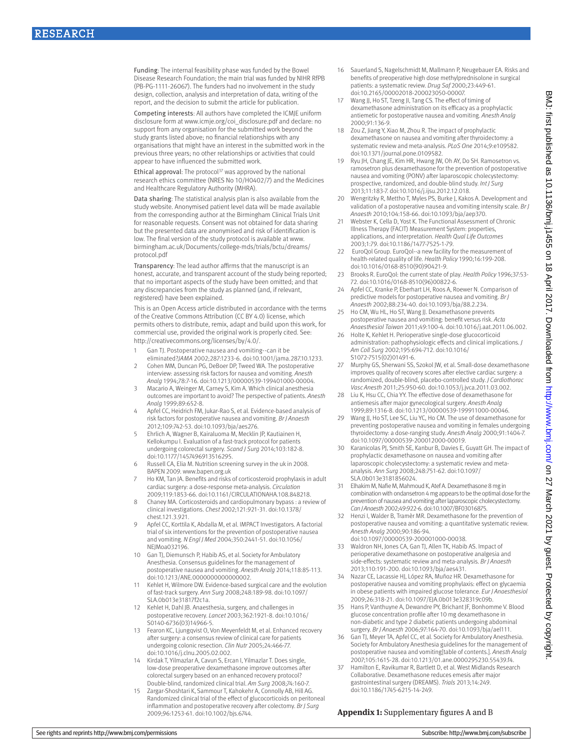Funding: The internal feasibility phase was funded by the Bowel Disease Research Foundation; the main trial was funded by NIHR RfPB (PB-PG-1111-26067). The funders had no involvement in the study design, collection, analysis and interpretation of data, writing of the report, and the decision to submit the article for publication.

Competing interests: All authors have completed the ICMJE uniform disclosure form at www.icmje.org/coi_disclosure.pdf and declare: no support from any organisation for the submitted work beyond the study grants listed above; no financial relationships with any organisations that might have an interest in the submitted work in the previous three years; no other relationships or activities that could appear to have influenced the submitted work.

Ethical approval: The protocol[37] was approved by the national research ethics committee (NRES No 10/H0402/7) and the Medicines and Healthcare Regulatory Authority (MHRA).

Data sharing: The statistical analysis plan is also available from the study website. Anonymised patient level data will be made available from the corresponding author at the Birmingham Clinical Trials Unit for reasonable requests. Consent was not obtained for data sharing but the presented data are anonymised and risk of identification is low. The final version of the study protocol is available at www.birmingham.ac.uk/Documents/college-mds/trials/bctu/dreams/protocol.pdf

Transparency: The lead author affirms that the manuscript is an honest, accurate, and transparent account of the study being reported; that no important aspects of the study have been omitted; and that any discrepancies from the study as planned (and, if relevant, registered) have been explained.

This is an Open Access article distributed in accordance with the terms of the Creative Commons Attribution (CC BY 4.0) license, which permits others to distribute, remix, adapt and build upon this work, for commercial use, provided the original work is properly cited. See: http://creativecommons.org/licenses/by/4.0/.

1. Gan TJ. Postoperative nausea and vomiting--can it be eliminated?*JAMA* 2002;287:1233-6. doi:10.1001/jama.287.10.1233.
2. Cohen MM, Duncan PG, DeBoer DP, Tweed WA. The postoperative interview: assessing risk factors for nausea and vomiting. *Anesth Analg* 1994;78:7-16. doi:10.1213/00000539-199401000-00004.
3. Macario A, Weinger M, Carney S, Kim A. Which clinical anesthesia outcomes are important to avoid? The perspective of patients. *Anesth Analg* 1999;89:652-8.
4. Apfel CC, Heidrich FM, Jukar-Rao S, et al. Evidence-based analysis of risk factors for postoperative nausea and vomiting. *Br J Anaesth* 2012;109:742-53. doi:10.1093/bja/aes276.
5. Ehrlich A, Wagner B, Kairaluoma M, Mecklin JP, Kautiainen H, Kellokumpu I. Evaluation of a fast-track protocol for patients undergoing colorectal surgery. *Scand J Surg* 2014;103:182-8. doi:10.1177/1457496913516295.
6. Russell CA, Elia M. Nutrition screening survey in the uk in 2008. BAPEN 2009. www.bapen.org.uk
7. Ho KM, Tan JA. Benefits and risks of corticosteroid prophylaxis in adult cardiac surgery: a dose-response meta-analysis. *Circulation* 2009;119:1853-66. doi:10.1161/CIRCULATIONAHA.108.848218.
8. Chaney MA. Corticosteroids and cardiopulmonary bypass : a review of clinical investigations. *Chest* 2002;121:921-31. doi:10.1378/chest.121.3.921.
9. Apfel CC, Korttila K, Abdalla M, et al. IMPACT Investigators. A factorial trial of six interventions for the prevention of postoperative nausea and vomiting. *N Engl J Med* 2004;350:2441-51. doi:10.1056/NEJMoa032196.
10. Gan TJ, Diemunsch P, Habib AS, et al. Society for Ambulatory Anesthesia. Consensus guidelines for the management of postoperative nausea and vomiting. *Anesth Analg* 2014;118:85-113. doi:10.1213/ANE.0000000000000002.
11. Kehlet H, Wilmore DW. Evidence-based surgical care and the evolution of fast-track surgery. *Ann Surg* 2008;248:189-98. doi:10.1097/SLA.0b013e31817f2c1a.
12. Kehlet H, Dahl JB. Anaesthesia, surgery, and challenges in postoperative recovery. *Lancet* 2003;362:1921-8. doi:10.1016/S0140-6736(03)14966-5.
13. Fearon KC, Ljungqvist O, Von Meyenfeldt M, et al. Enhanced recovery after surgery: a consensus review of clinical care for patients undergoing colonic resection. *Clin Nutr* 2005;24:466-77. doi:10.1016/j.clnu.2005.02.002.
14. Kirdak T, Yilmazlar A, Cavun S, Ercan I, Yilmazlar T. Does single, low-dose preoperative dexamethasone improve outcomes after colorectal surgery based on an enhanced recovery protocol? Double-blind, randomized clinical trial. *Am Surg* 2008;74:160-7.
15. Zargar-Shoshtari K, Sammour T, Kahokehr A, Connolly AB, Hill AG. Randomized clinical trial of the effect of glucocorticoids on peritoneal inflammation and postoperative recovery after colectomy. *Br J Surg* 2009;96:1253-61. doi:10.1002/bjs.6744.
16. Sauerland S, Nagelschmidt M, Mallmann P, Neugebauer EA. Risks and benefits of preoperative high dose methylprednisolone in surgical patients: a systematic review. *Drug Saf* 2000;23:449-61. doi:10.2165/00002018-200023050-00007.
17. Wang JJ, Ho ST, Tzeng JI, Tang CS. The effect of timing of dexamethasone administration on its efficacy as a prophylactic antiemetic for postoperative nausea and vomiting. *Anesth Analg* 2000;91:136-9.
18. Zou Z, Jiang Y, Xiao M, Zhou R. The impact of prophylactic dexamethasone on nausea and vomiting after thyroidectomy: a systematic review and meta-analysis. *PLoS One* 2014;9:e109582. doi:10.1371/journal.pone.0109582.
19. Ryu JH, Chang JE, Kim HR, Hwang JW, Oh AY, Do SH. Ramosetron vs. ramosetron plus dexamethasone for the prevention of postoperative nausea and vomiting (PONV) after laparoscopic cholecystectomy: prospective, randomized, and double-blind study. *Int J Surg* 2013;11:183-7. doi:10.1016/j.ijsu.2012.12.018.
20. Wengritzky R, Mettho T, Myles PS, Burke J, Kakos A. Development and validation of a postoperative nausea and vomiting intensity scale. *Br J Anaesth* 2010;104:158-66. doi:10.1093/bja/aep370.
21. Webster K, Cella D, Yost K. The Functional Assessment of Chronic Illness Therapy (FACIT) Measurement System: properties, applications, and interpretation. *Health Qual Life Outcomes* 2003;1:79. doi:10.1186/1477-7525-1-79.
22. EuroQol Group. EuroQol--a new facility for the measurement of health-related quality of life. *Health Policy* 1990;16:199-208. doi:10.1016/0168-8510(90)90421-9.
23. Brooks R. EuroQol: the current state of play. *Health Policy* 1996;37:53-72. doi:10.1016/0168-8510(96)00822-6.
24. Apfel CC, Kranke P, Eberhart LH, Roos A, Roewer N. Comparison of predictive models for postoperative nausea and vomiting. *Br J Anaesth* 2002;88:234-40. doi:10.1093/bja/88.2.234.
25. Ho CM, Wu HL, Ho ST, Wang JJ. Dexamethasone prevents postoperative nausea and vomiting: benefit versus risk. *Acta Anaesthesiol Taiwan* 2011;49:100-4. doi:10.1016/j.aat.2011.06.002.
26. Holte K, Kehlet H. Perioperative single-dose glucocorticoid administration: pathophysiologic effects and clinical implications. *J Am Coll Surg* 2002;195:694-712. doi:10.1016/S1072-7515(02)01491-6.
27. Murphy GS, Sherwani SS, Szokol JW, et al. Small-dose dexamethasone improves quality of recovery scores after elective cardiac surgery: a randomized, double-blind, placebo-controlled study. *J Cardiothorac Vasc Anesth* 2011;25:950-60. doi:10.1053/j.jvca.2011.03.002.
28. Liu K, Hsu CC, Chia YY. The effective dose of dexamethasone for antiemesis after major gynecological surgery. *Anesth Analg* 1999;89:1316-8. doi:10.1213/00000539-199911000-00046.
29. Wang JJ, Ho ST, Lee SC, Liu YC, Ho CM. The use of dexamethasone for preventing postoperative nausea and vomiting in females undergoing thyroidectomy: a dose-ranging study. *Anesth Analg* 2000;91:1404-7. doi:10.1097/00000539-200012000-00019.
30. Karanicolas PJ, Smith SE, Kanbur B, Davies E, Guyatt GH. The impact of prophylactic dexamethasone on nausea and vomiting after laparoscopic cholecystectomy: a systematic review and meta-analysis. *Ann Surg* 2008;248:751-62. doi:10.1097/SLA.0b013e3181856024.
31. Elhakim M, Nafie M, Mahmoud K, Atef A. Dexamethasone 8 mg in combination with ondansetron 4 mg appears to be the optimal dose for the prevention of nausea and vomiting after laparoscopic cholecystectomy. *Can J Anaesth* 2002;49:922-6. doi:10.1007/BF03016875.
32. Henzi I, Walder B, Tramèr MR. Dexamethasone for the prevention of postoperative nausea and vomiting: a quantitative systematic review. *Anesth Analg* 2000;90:186-94. doi:10.1097/00000539-200001000-00038.
33. Waldron NH, Jones CA, Gan TJ, Allen TK, Habib AS. Impact of perioperative dexamethasone on postoperative analgesia and side-effects: systematic review and meta-analysis. *Br J Anaesth* 2013;110:191-200. doi:10.1093/bja/aes431.
34. Nazar CE, Lacassie HJ, López RA, Muñoz HR. Dexamethasone for postoperative nausea and vomiting prophylaxis: effect on glycaemia in obese patients with impaired glucose tolerance. *Eur J Anaesthesiol* 2009;26:318-21. doi:10.1097/EJA.0b013e328319c09b.
35. Hans P, Vanthuyne A, Dewandre PY, Brichant JF, Bonhomme V. Blood glucose concentration profile after 10 mg dexamethasone in non-diabetic and type 2 diabetic patients undergoing abdominal surgery. *Br J Anaesth* 2006;97:164-70. doi:10.1093/bja/ael111.
36. Gan TJ, Meyer TA, Apfel CC, et al. Society for Ambulatory Anesthesia. Society for Ambulatory Anesthesia guidelines for the management of postoperative nausea and vomiting[table of contents.]. *Anesth Analg* 2007;105:1615-28. doi:10.1213/01.ane.0000295230.55439.f4.
37. Hamilton E, Ravikumar R, Bartlett D, et al. West Midlands Research Collaborative. Dexamethasone reduces emesis after major gastrointestinal surgery (DREAMS). *Trials* 2013;14:249. doi:10.1186/1745-6215-14-249.

**Appendix 1:** Supplementary figures A and B